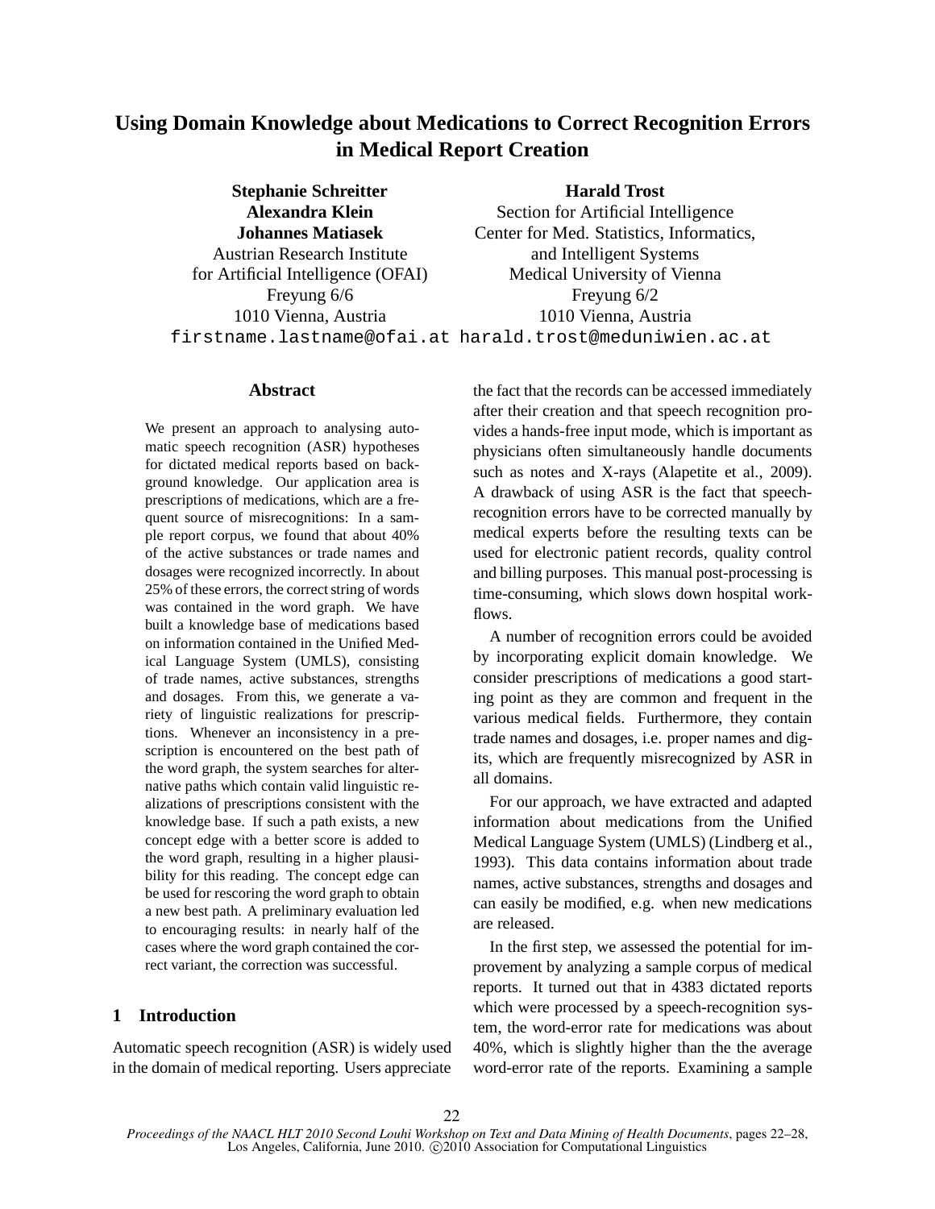# Using Domain Knowledge about Medications to Correct Recognition Errors in Medical Report Creation

**Stephanie Schreitter**
**Alexandra Klein**
**Johannes Matiasek**
Austrian Research Institute
for Artificial Intelligence (OFAI)
Freyung 6/6
1010 Vienna, Austria
firstname.lastname@ofai.at

**Harald Trost**
Section for Artificial Intelligence
Center for Med. Statistics, Informatics,
and Intelligent Systems
Medical University of Vienna
Freyung 6/2
1010 Vienna, Austria
harald.trost@meduniwien.ac.at

## Abstract

We present an approach to analysing automatic speech recognition (ASR) hypotheses for dictated medical reports based on background knowledge. Our application area is prescriptions of medications, which are a frequent source of misrecognitions: In a sample report corpus, we found that about 40% of the active substances or trade names and dosages were recognized incorrectly. In about 25% of these errors, the correct string of words was contained in the word graph. We have built a knowledge base of medications based on information contained in the Unified Medical Language System (UMLS), consisting of trade names, active substances, strengths and dosages. From this, we generate a variety of linguistic realizations for prescriptions. Whenever an inconsistency in a prescription is encountered on the best path of the word graph, the system searches for alternative paths which contain valid linguistic realizations of prescriptions consistent with the knowledge base. If such a path exists, a new concept edge with a better score is added to the word graph, resulting in a higher plausibility for this reading. The concept edge can be used for rescoring the word graph to obtain a new best path. A preliminary evaluation led to encouraging results: in nearly half of the cases where the word graph contained the correct variant, the correction was successful.

## 1 Introduction

Automatic speech recognition (ASR) is widely used in the domain of medical reporting. Users appreciate the fact that the records can be accessed immediately after their creation and that speech recognition provides a hands-free input mode, which is important as physicians often simultaneously handle documents such as notes and X-rays (Alapetite et al., 2009). A drawback of using ASR is the fact that speech-recognition errors have to be corrected manually by medical experts before the resulting texts can be used for electronic patient records, quality control and billing purposes. This manual post-processing is time-consuming, which slows down hospital workflows.

A number of recognition errors could be avoided by incorporating explicit domain knowledge. We consider prescriptions of medications a good starting point as they are common and frequent in the various medical fields. Furthermore, they contain trade names and dosages, i.e. proper names and digits, which are frequently misrecognized by ASR in all domains.

For our approach, we have extracted and adapted information about medications from the Unified Medical Language System (UMLS) (Lindberg et al., 1993). This data contains information about trade names, active substances, strengths and dosages and can easily be modified, e.g. when new medications are released.

In the first step, we assessed the potential for improvement by analyzing a sample corpus of medical reports. It turned out that in 4383 dictated reports which were processed by a speech-recognition system, the word-error rate for medications was about 40%, which is slightly higher than the the average word-error rate of the reports. Examining a sample

Proceedings of the NAACL HLT 2010 Second Louhi Workshop on Text and Data Mining of Health Documents, pages 22–28, Los Angeles, California, June 2010. ©2010 Association for Computational Linguistics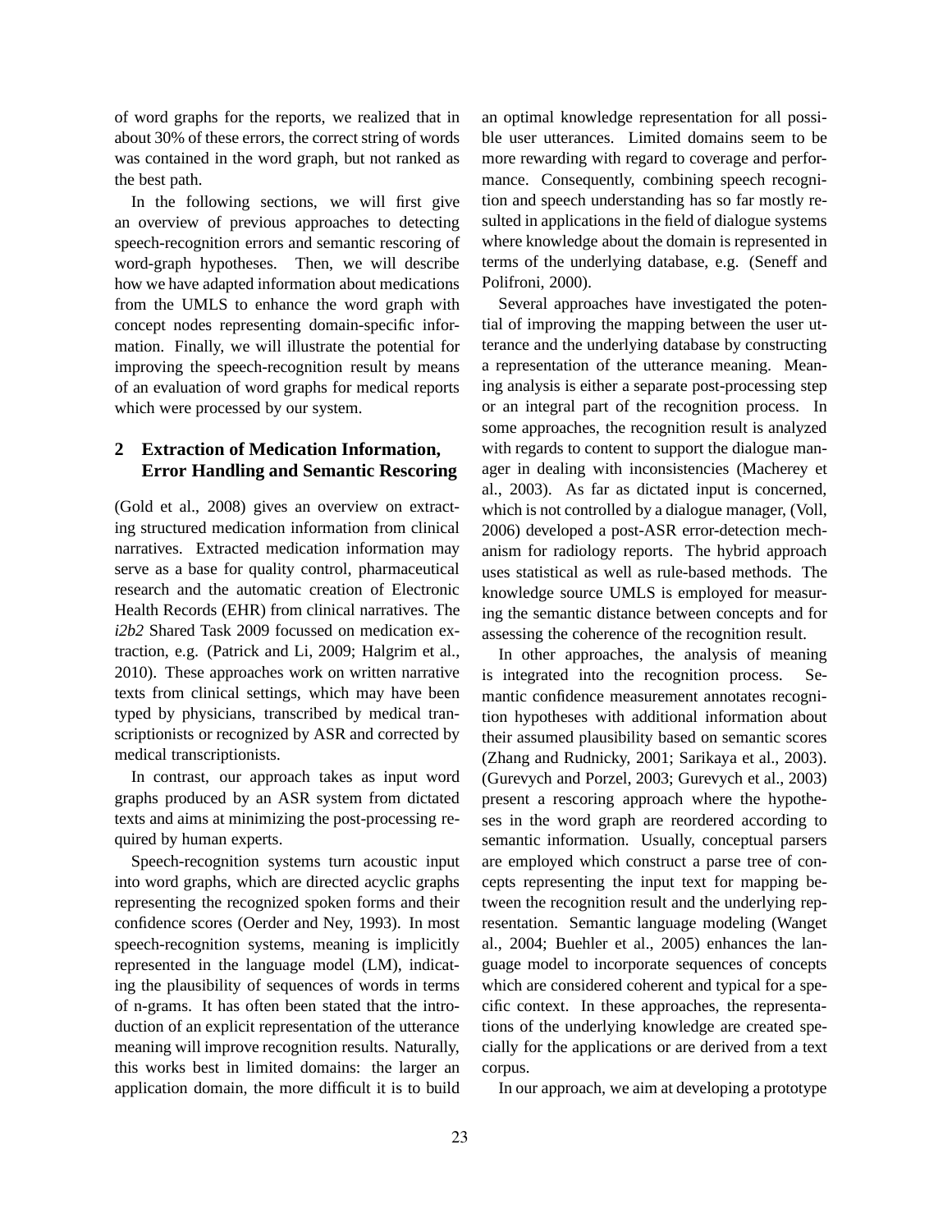of word graphs for the reports, we realized that in about 30% of these errors, the correct string of words was contained in the word graph, but not ranked as the best path.

In the following sections, we will first give an overview of previous approaches to detecting speech-recognition errors and semantic rescoring of word-graph hypotheses. Then, we will describe how we have adapted information about medications from the UMLS to enhance the word graph with concept nodes representing domain-specific information. Finally, we will illustrate the potential for improving the speech-recognition result by means of an evaluation of word graphs for medical reports which were processed by our system.

## 2 Extraction of Medication Information, Error Handling and Semantic Rescoring

(Gold et al., 2008) gives an overview on extracting structured medication information from clinical narratives. Extracted medication information may serve as a base for quality control, pharmaceutical research and the automatic creation of Electronic Health Records (EHR) from clinical narratives. The *i2b2* Shared Task 2009 focussed on medication extraction, e.g. (Patrick and Li, 2009; Halgrim et al., 2010). These approaches work on written narrative texts from clinical settings, which may have been typed by physicians, transcribed by medical transcriptionists or recognized by ASR and corrected by medical transcriptionists.

In contrast, our approach takes as input word graphs produced by an ASR system from dictated texts and aims at minimizing the post-processing required by human experts.

Speech-recognition systems turn acoustic input into word graphs, which are directed acyclic graphs representing the recognized spoken forms and their confidence scores (Oerder and Ney, 1993). In most speech-recognition systems, meaning is implicitly represented in the language model (LM), indicating the plausibility of sequences of words in terms of n-grams. It has often been stated that the introduction of an explicit representation of the utterance meaning will improve recognition results. Naturally, this works best in limited domains: the larger an application domain, the more difficult it is to build an optimal knowledge representation for all possible user utterances. Limited domains seem to be more rewarding with regard to coverage and performance. Consequently, combining speech recognition and speech understanding has so far mostly resulted in applications in the field of dialogue systems where knowledge about the domain is represented in terms of the underlying database, e.g. (Seneff and Polifroni, 2000).

Several approaches have investigated the potential of improving the mapping between the user utterance and the underlying database by constructing a representation of the utterance meaning. Meaning analysis is either a separate post-processing step or an integral part of the recognition process. In some approaches, the recognition result is analyzed with regards to content to support the dialogue manager in dealing with inconsistencies (Macherey et al., 2003). As far as dictated input is concerned, which is not controlled by a dialogue manager, (Voll, 2006) developed a post-ASR error-detection mechanism for radiology reports. The hybrid approach uses statistical as well as rule-based methods. The knowledge source UMLS is employed for measuring the semantic distance between concepts and for assessing the coherence of the recognition result.

In other approaches, the analysis of meaning is integrated into the recognition process. Semantic confidence measurement annotates recognition hypotheses with additional information about their assumed plausibility based on semantic scores (Zhang and Rudnicky, 2001; Sarikaya et al., 2003). (Gurevych and Porzel, 2003; Gurevych et al., 2003) present a rescoring approach where the hypotheses in the word graph are reordered according to semantic information. Usually, conceptual parsers are employed which construct a parse tree of concepts representing the input text for mapping between the recognition result and the underlying representation. Semantic language modeling (Wanget al., 2004; Buehler et al., 2005) enhances the language model to incorporate sequences of concepts which are considered coherent and typical for a specific context. In these approaches, the representations of the underlying knowledge are created specially for the applications or are derived from a text corpus.

In our approach, we aim at developing a prototype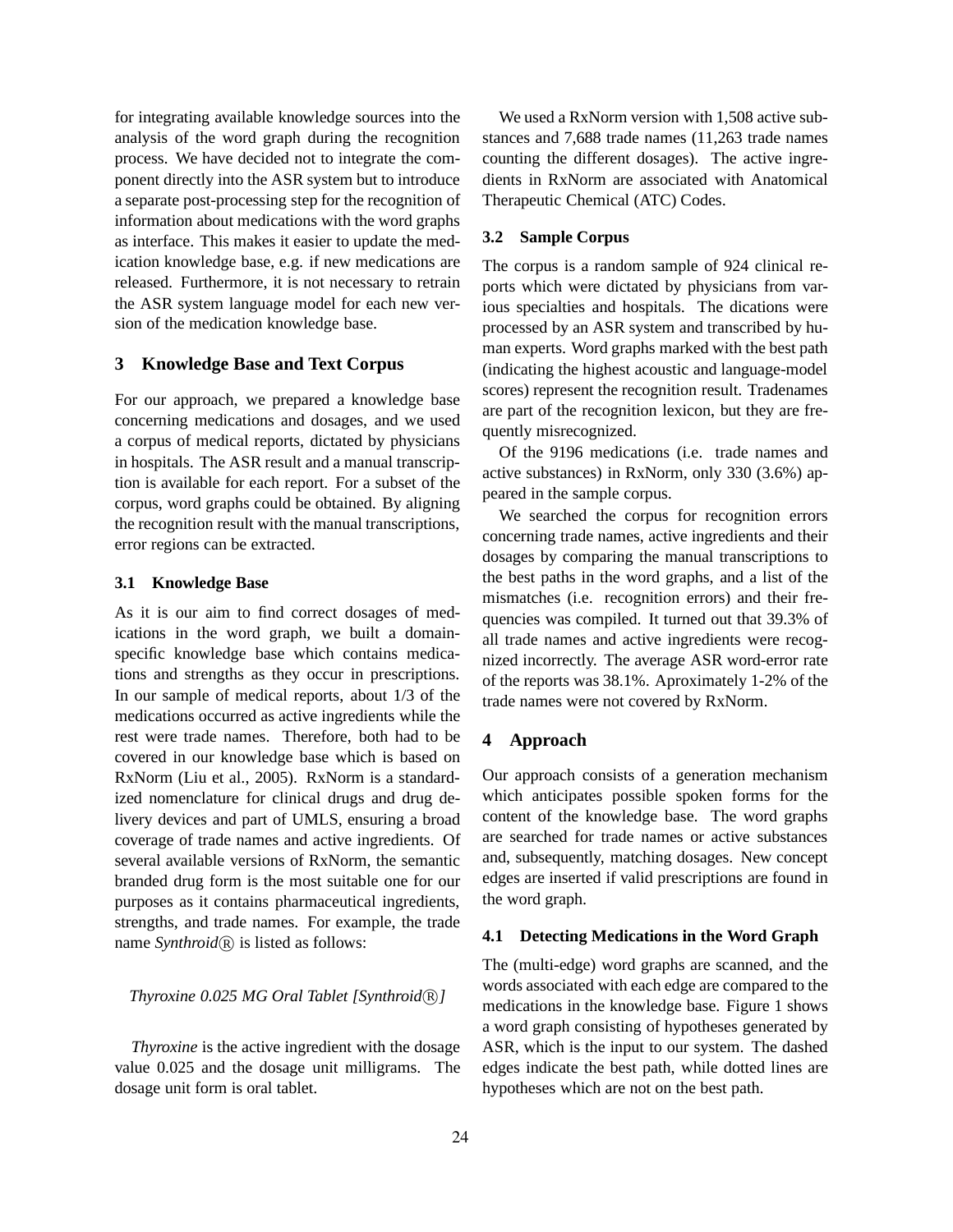for integrating available knowledge sources into the analysis of the word graph during the recognition process. We have decided not to integrate the component directly into the ASR system but to introduce a separate post-processing step for the recognition of information about medications with the word graphs as interface. This makes it easier to update the medication knowledge base, e.g. if new medications are released. Furthermore, it is not necessary to retrain the ASR system language model for each new version of the medication knowledge base.

## 3 Knowledge Base and Text Corpus

For our approach, we prepared a knowledge base concerning medications and dosages, and we used a corpus of medical reports, dictated by physicians in hospitals. The ASR result and a manual transcription is available for each report. For a subset of the corpus, word graphs could be obtained. By aligning the recognition result with the manual transcriptions, error regions can be extracted.

### 3.1 Knowledge Base

As it is our aim to find correct dosages of medications in the word graph, we built a domain-specific knowledge base which contains medications and strengths as they occur in prescriptions. In our sample of medical reports, about 1/3 of the medications occurred as active ingredients while the rest were trade names. Therefore, both had to be covered in our knowledge base which is based on RxNorm (Liu et al., 2005). RxNorm is a standardized nomenclature for clinical drugs and drug delivery devices and part of UMLS, ensuring a broad coverage of trade names and active ingredients. Of several available versions of RxNorm, the semantic branded drug form is the most suitable one for our purposes as it contains pharmaceutical ingredients, strengths, and trade names. For example, the trade name *Synthroid*® is listed as follows:

*Thyroxine 0.025 MG Oral Tablet [Synthroid®]*

*Thyroxine* is the active ingredient with the dosage value 0.025 and the dosage unit milligrams. The dosage unit form is oral tablet.

We used a RxNorm version with 1,508 active substances and 7,688 trade names (11,263 trade names counting the different dosages). The active ingredients in RxNorm are associated with Anatomical Therapeutic Chemical (ATC) Codes.

### 3.2 Sample Corpus

The corpus is a random sample of 924 clinical reports which were dictated by physicians from various specialties and hospitals. The dications were processed by an ASR system and transcribed by human experts. Word graphs marked with the best path (indicating the highest acoustic and language-model scores) represent the recognition result. Tradenames are part of the recognition lexicon, but they are frequently misrecognized.

Of the 9196 medications (i.e. trade names and active substances) in RxNorm, only 330 (3.6%) appeared in the sample corpus.

We searched the corpus for recognition errors concerning trade names, active ingredients and their dosages by comparing the manual transcriptions to the best paths in the word graphs, and a list of the mismatches (i.e. recognition errors) and their frequencies was compiled. It turned out that 39.3% of all trade names and active ingredients were recognized incorrectly. The average ASR word-error rate of the reports was 38.1%. Aproximately 1-2% of the trade names were not covered by RxNorm.

## 4 Approach

Our approach consists of a generation mechanism which anticipates possible spoken forms for the content of the knowledge base. The word graphs are searched for trade names or active substances and, subsequently, matching dosages. New concept edges are inserted if valid prescriptions are found in the word graph.

### 4.1 Detecting Medications in the Word Graph

The (multi-edge) word graphs are scanned, and the words associated with each edge are compared to the medications in the knowledge base. Figure 1 shows a word graph consisting of hypotheses generated by ASR, which is the input to our system. The dashed edges indicate the best path, while dotted lines are hypotheses which are not on the best path.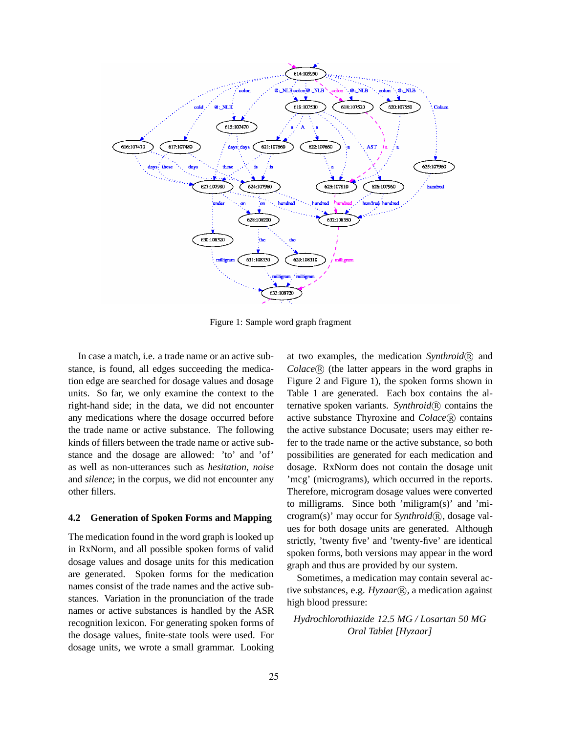614:105950

colon, cold, @:_NLB, @:_NLB, colon, @:_NLB, colon, @:_NLB, colon, @:_NLB, Colace

619:107530, 618:107520, 620:107550

615:107470

616:107470, 617:107480, 621:107660, 622:107660, 625:107960

a, A, a, AST, a, a, days, days, days, these, days, these, is, is, a

627:107980, 624:107960, 623:107810, 626:107960

under, on, on, hundred, hundred, hundred, hundred, hundred, hundred

628:108200, 632:108350, 630:108320

the, the

631:108330, 629:108310

milligram, milligram, milligram, milligram

633:108720

Figure 1: Sample word graph fragment

In case a match, i.e. a trade name or an active substance, is found, all edges succeeding the medication edge are searched for dosage values and dosage units. So far, we only examine the context to the right-hand side; in the data, we did not encounter any medications where the dosage occurred before the trade name or active substance. The following kinds of fillers between the trade name or active substance and the dosage are allowed: 'to' and 'of' as well as non-utterances such as *hesitation*, *noise* and *silence*; in the corpus, we did not encounter any other fillers.

### 4.2 Generation of Spoken Forms and Mapping

The medication found in the word graph is looked up in RxNorm, and all possible spoken forms of valid dosage values and dosage units for this medication are generated. Spoken forms for the medication names consist of the trade names and the active substances. Variation in the pronunciation of the trade names or active substances is handled by the ASR recognition lexicon. For generating spoken forms of the dosage values, finite-state tools were used. For dosage units, we wrote a small grammar. Looking at two examples, the medication *Synthroid*® and *Colace*® (the latter appears in the word graphs in Figure 2 and Figure 1), the spoken forms shown in Table 1 are generated. Each box contains the alternative spoken variants. *Synthroid*® contains the active substance Thyroxine and *Colace*® contains the active substance Docusate; users may either refer to the trade name or the active substance, so both possibilities are generated for each medication and dosage. RxNorm does not contain the dosage unit 'mcg' (micrograms), which occurred in the reports. Therefore, microgram dosage values were converted to milligrams. Since both 'miligram(s)' and 'microgram(s)' may occur for *Synthroid*®, dosage values for both dosage units are generated. Although strictly, 'twenty five' and 'twenty-five' are identical spoken forms, both versions may appear in the word graph and thus are provided by our system.

Sometimes, a medication may contain several active substances, e.g. *Hyzaar*®, a medication against high blood pressure:

*Hydrochlorothiazide 12.5 MG / Losartan 50 MG Oral Tablet [Hyzaar]*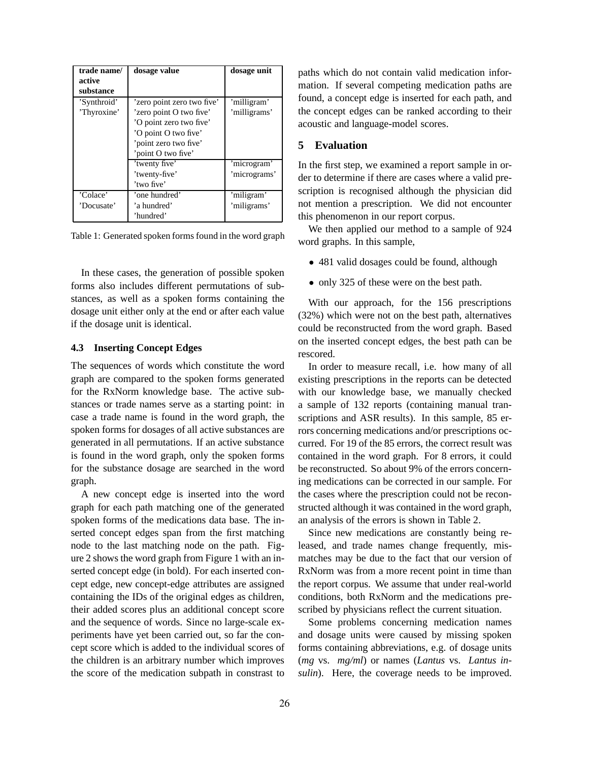| trade name/ active substance | dosage value | dosage unit |
|---|---|---|
| 'Synthroid' 'Thyroxine' | 'zero point zero two five' 'zero point O two five' 'O point zero two five' 'O point O two five' 'point zero two five' 'point O two five' | 'milligram' 'milligrams' |
| | 'twenty five' 'twenty-five' 'two five' | 'microgram' 'micrograms' |
| 'Colace' 'Docusate' | 'one hundred' 'a hundred' 'hundred' | 'miligram' 'miligrams' |

Table 1: Generated spoken forms found in the word graph

In these cases, the generation of possible spoken forms also includes different permutations of substances, as well as a spoken forms containing the dosage unit either only at the end or after each value if the dosage unit is identical.

### 4.3 Inserting Concept Edges

The sequences of words which constitute the word graph are compared to the spoken forms generated for the RxNorm knowledge base. The active substances or trade names serve as a starting point: in case a trade name is found in the word graph, the spoken forms for dosages of all active substances are generated in all permutations. If an active substance is found in the word graph, only the spoken forms for the substance dosage are searched in the word graph.

A new concept edge is inserted into the word graph for each path matching one of the generated spoken forms of the medications data base. The inserted concept edges span from the first matching node to the last matching node on the path. Figure 2 shows the word graph from Figure 1 with an inserted concept edge (in bold). For each inserted concept edge, new concept-edge attributes are assigned containing the IDs of the original edges as children, their added scores plus an additional concept score and the sequence of words. Since no large-scale experiments have yet been carried out, so far the concept score which is added to the individual scores of the children is an arbitrary number which improves the score of the medication subpath in constrast to paths which do not contain valid medication information. If several competing medication paths are found, a concept edge is inserted for each path, and the concept edges can be ranked according to their acoustic and language-model scores.

## 5 Evaluation

In the first step, we examined a report sample in order to determine if there are cases where a valid prescription is recognised although the physician did not mention a prescription. We did not encounter this phenomenon in our report corpus.

We then applied our method to a sample of 924 word graphs. In this sample,

- 481 valid dosages could be found, although
- only 325 of these were on the best path.

With our approach, for the 156 prescriptions (32%) which were not on the best path, alternatives could be reconstructed from the word graph. Based on the inserted concept edges, the best path can be rescored.

In order to measure recall, i.e. how many of all existing prescriptions in the reports can be detected with our knowledge base, we manually checked a sample of 132 reports (containing manual transcriptions and ASR results). In this sample, 85 errors concerning medications and/or prescriptions occurred. For 19 of the 85 errors, the correct result was contained in the word graph. For 8 errors, it could be reconstructed. So about 9% of the errors concerning medications can be corrected in our sample. For the cases where the prescription could not be reconstructed although it was contained in the word graph, an analysis of the errors is shown in Table 2.

Since new medications are constantly being released, and trade names change frequently, mismatches may be due to the fact that our version of RxNorm was from a more recent point in time than the report corpus. We assume that under real-world conditions, both RxNorm and the medications prescribed by physicians reflect the current situation.

Some problems concerning medication names and dosage units were caused by missing spoken forms containing abbreviations, e.g. of dosage units (*mg* vs. *mg/ml*) or names (*Lantus* vs. *Lantus insulin*). Here, the coverage needs to be improved.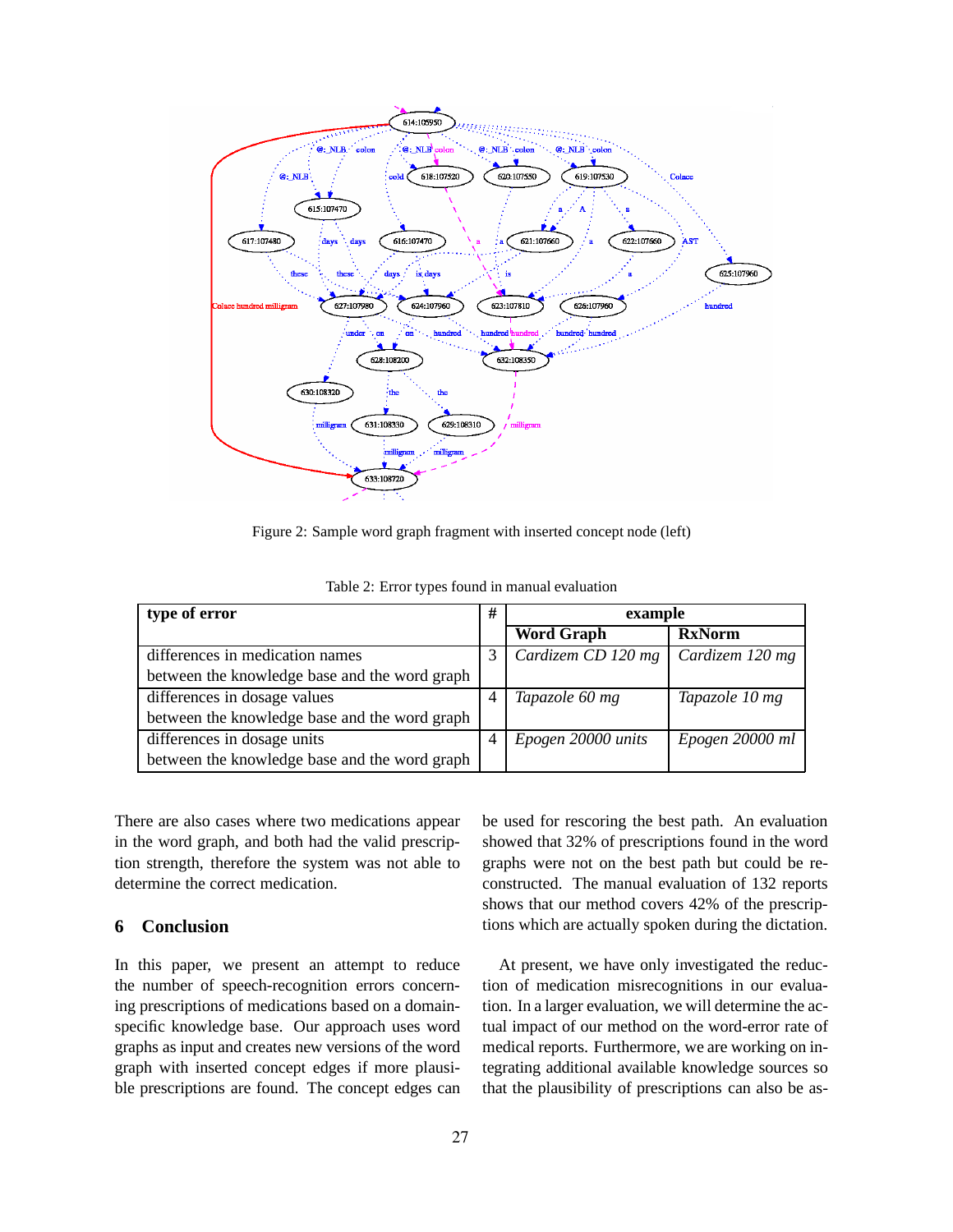614:105950

@:_NLB colon

@:_NLB colon

@:_NLB colon

@:_NLB colon

@:_NLB

cold

618:107520

620:107550

619:107530

Colace

615:107470

a A

a

617:107480

days days

616:107470

a

a

621:107660

a

622:107660

AST

625:107960

these

these

days

is days

is

a

Colace hundred milligram

627:107980

624:107960

623:107810

626:107960

hundred

under

on

on

hundred

hundred hundred

hundred hundred

628:108200

632:108350

630:108320

the

the

milligram

631:108330

629:108310

milligram

milligram milligram

633:108720

Figure 2: Sample word graph fragment with inserted concept node (left)

Table 2: Error types found in manual evaluation

| type of error | # | example | |
|---|---|---|---|
| | | **Word Graph** | **RxNorm** |
| differences in medication names between the knowledge base and the word graph | 3 | *Cardizem CD 120 mg* | *Cardizem 120 mg* |
| differences in dosage values between the knowledge base and the word graph | 4 | *Tapazole 60 mg* | *Tapazole 10 mg* |
| differences in dosage units between the knowledge base and the word graph | 4 | *Epogen 20000 units* | *Epogen 20000 ml* |

There are also cases where two medications appear in the word graph, and both had the valid prescription strength, therefore the system was not able to determine the correct medication.

## 6 Conclusion

In this paper, we present an attempt to reduce the number of speech-recognition errors concerning prescriptions of medications based on a domain-specific knowledge base. Our approach uses word graphs as input and creates new versions of the word graph with inserted concept edges if more plausible prescriptions are found. The concept edges can be used for rescoring the best path. An evaluation showed that 32% of prescriptions found in the word graphs were not on the best path but could be reconstructed. The manual evaluation of 132 reports shows that our method covers 42% of the prescriptions which are actually spoken during the dictation.

At present, we have only investigated the reduction of medication misrecognitions in our evaluation. In a larger evaluation, we will determine the actual impact of our method on the word-error rate of medical reports. Furthermore, we are working on integrating additional available knowledge sources so that the plausibility of prescriptions can also be as-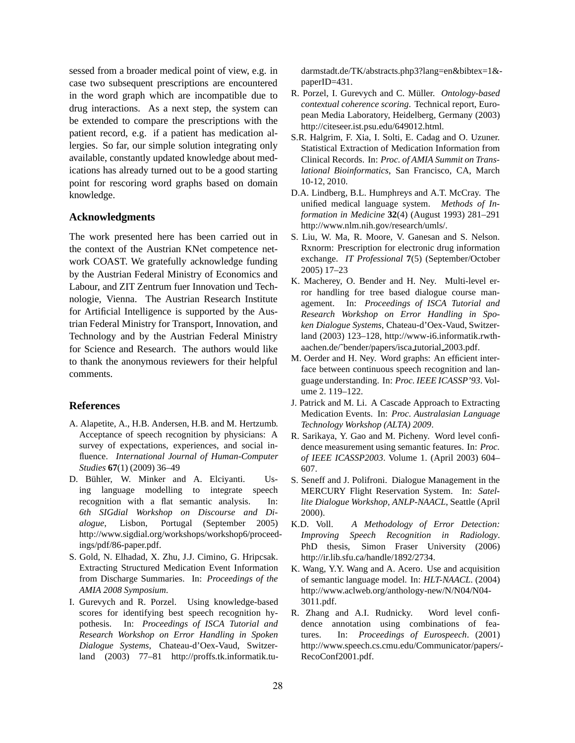sessed from a broader medical point of view, e.g. in case two subsequent prescriptions are encountered in the word graph which are incompatible due to drug interactions. As a next step, the system can be extended to compare the prescriptions with the patient record, e.g. if a patient has medication allergies. So far, our simple solution integrating only available, constantly updated knowledge about medications has already turned out to be a good starting point for rescoring word graphs based on domain knowledge.

## Acknowledgments

The work presented here has been carried out in the context of the Austrian KNet competence network COAST. We gratefully acknowledge funding by the Austrian Federal Ministry of Economics and Labour, and ZIT Zentrum fuer Innovation und Technologie, Vienna. The Austrian Research Institute for Artificial Intelligence is supported by the Austrian Federal Ministry for Transport, Innovation, and Technology and by the Austrian Federal Ministry for Science and Research. The authors would like to thank the anonymous reviewers for their helpful comments.

## References

A. Alapetite, A., H.B. Andersen, H.B. and M. Hertzumb. Acceptance of speech recognition by physicians: A survey of expectations, experiences, and social influence. *International Journal of Human-Computer Studies* **67**(1) (2009) 36–49

D. Bühler, W. Minker and A. Elciyanti. Using language modelling to integrate speech recognition with a flat semantic analysis. In: *6th SIGdial Workshop on Discourse and Dialogue*, Lisbon, Portugal (September 2005) http://www.sigdial.org/workshops/workshop6/proceedings/pdf/86-paper.pdf.

S. Gold, N. Elhadad, X. Zhu, J.J. Cimino, G. Hripcsak. Extracting Structured Medication Event Information from Discharge Summaries. In: *Proceedings of the AMIA 2008 Symposium*.

I. Gurevych and R. Porzel. Using knowledge-based scores for identifying best speech recognition hypothesis. In: *Proceedings of ISCA Tutorial and Research Workshop on Error Handling in Spoken Dialogue Systems*, Chateau-d'Oex-Vaud, Switzerland (2003) 77–81 http://proffs.tk.informatik.tu-darmstadt.de/TK/abstracts.php3?lang=en&bibtex=1&-paperID=431.

R. Porzel, I. Gurevych and C. Müller. *Ontology-based contextual coherence scoring*. Technical report, European Media Laboratory, Heidelberg, Germany (2003) http://citeseer.ist.psu.edu/649012.html.

S.R. Halgrim, F. Xia, I. Solti, E. Cadag and O. Uzuner. Statistical Extraction of Medication Information from Clinical Records. In: *Proc. of AMIA Summit on Translational Bioinformatics*, San Francisco, CA, March 10-12, 2010.

D.A. Lindberg, B.L. Humphreys and A.T. McCray. The unified medical language system. *Methods of Information in Medicine* **32**(4) (August 1993) 281–291 http://www.nlm.nih.gov/research/umls/.

S. Liu, W. Ma, R. Moore, V. Ganesan and S. Nelson. Rxnorm: Prescription for electronic drug information exchange. *IT Professional* **7**(5) (September/October 2005) 17–23

K. Macherey, O. Bender and H. Ney. Multi-level error handling for tree based dialogue course management. In: *Proceedings of ISCA Tutorial and Research Workshop on Error Handling in Spoken Dialogue Systems*, Chateau-d'Oex-Vaud, Switzerland (2003) 123–128, http://www-i6.informatik.rwth-aachen.de/~bender/papers/isca_tutorial_2003.pdf.

M. Oerder and H. Ney. Word graphs: An efficient interface between continuous speech recognition and language understanding. In: *Proc. IEEE ICASSP'93*. Volume 2. 119–122.

J. Patrick and M. Li. A Cascade Approach to Extracting Medication Events. In: *Proc. Australasian Language Technology Workshop (ALTA) 2009*.

R. Sarikaya, Y. Gao and M. Picheny. Word level confidence measurement using semantic features. In: *Proc. of IEEE ICASSP2003*. Volume 1. (April 2003) 604–607.

S. Seneff and J. Polifroni. Dialogue Management in the MERCURY Flight Reservation System. In: *Satellite Dialogue Workshop, ANLP-NAACL*, Seattle (April 2000).

K.D. Voll. *A Methodology of Error Detection: Improving Speech Recognition in Radiology*. PhD thesis, Simon Fraser University (2006) http://ir.lib.sfu.ca/handle/1892/2734.

K. Wang, Y.Y. Wang and A. Acero. Use and acquisition of semantic language model. In: *HLT-NAACL*. (2004) http://www.aclweb.org/anthology-new/N/N04/N04-3011.pdf.

R. Zhang and A.I. Rudnicky. Word level confidence annotation using combinations of features. In: *Proceedings of Eurospeech*. (2001) http://www.speech.cs.cmu.edu/Communicator/papers/-RecoConf2001.pdf.